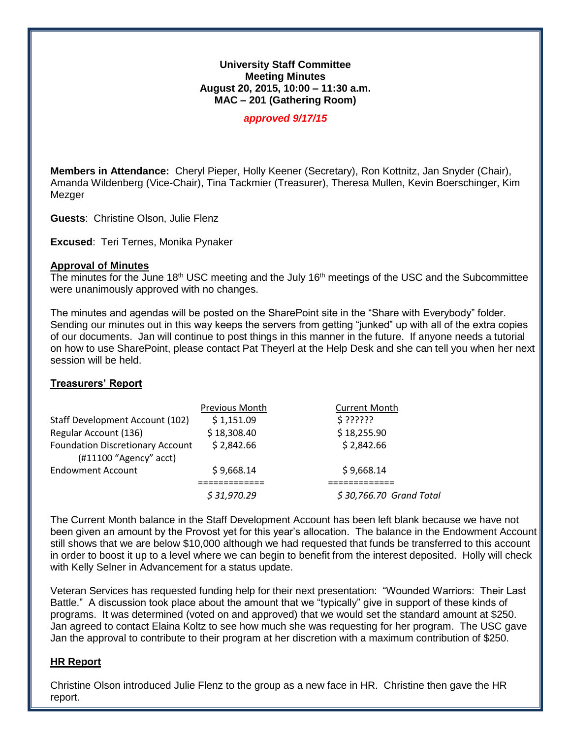**University Staff Committee**
**Meeting Minutes**
**August 20, 2015, 10:00 – 11:30 a.m.**
**MAC – 201 (Gathering Room)**

***approved 9/17/15***

**Members in Attendance:** Cheryl Pieper, Holly Keener (Secretary), Ron Kottnitz, Jan Snyder (Chair), Amanda Wildenberg (Vice-Chair), Tina Tackmier (Treasurer), Theresa Mullen, Kevin Boerschinger, Kim Mezger

**Guests**: Christine Olson, Julie Flenz

**Excused**: Teri Ternes, Monika Pynaker

## Approval of Minutes

The minutes for the June 18th USC meeting and the July 16th meetings of the USC and the Subcommittee were unanimously approved with no changes.

The minutes and agendas will be posted on the SharePoint site in the "Share with Everybody" folder. Sending our minutes out in this way keeps the servers from getting "junked" up with all of the extra copies of our documents. Jan will continue to post things in this manner in the future. If anyone needs a tutorial on how to use SharePoint, please contact Pat Theyerl at the Help Desk and she can tell you when her next session will be held.

## Treasurers' Report

| | Previous Month | Current Month |
|---|---|---|
| Staff Development Account (102) | $ 1,151.09 | $ ?????? |
| Regular Account (136) | $ 18,308.40 | $ 18,255.90 |
| Foundation Discretionary Account (#11100 "Agency" acct) | $ 2,842.66 | $ 2,842.66 |
| Endowment Account | $ 9,668.14 | $ 9,668.14 |
| | ============= | ============= |
| | *$ 31,970.29* | *$ 30,766.70 Grand Total* |

The Current Month balance in the Staff Development Account has been left blank because we have not been given an amount by the Provost yet for this year's allocation. The balance in the Endowment Account still shows that we are below $10,000 although we had requested that funds be transferred to this account in order to boost it up to a level where we can begin to benefit from the interest deposited. Holly will check with Kelly Selner in Advancement for a status update.

Veteran Services has requested funding help for their next presentation: "Wounded Warriors: Their Last Battle." A discussion took place about the amount that we "typically" give in support of these kinds of programs. It was determined (voted on and approved) that we would set the standard amount at $250. Jan agreed to contact Elaina Koltz to see how much she was requesting for her program. The USC gave Jan the approval to contribute to their program at her discretion with a maximum contribution of $250.

## HR Report

Christine Olson introduced Julie Flenz to the group as a new face in HR. Christine then gave the HR report.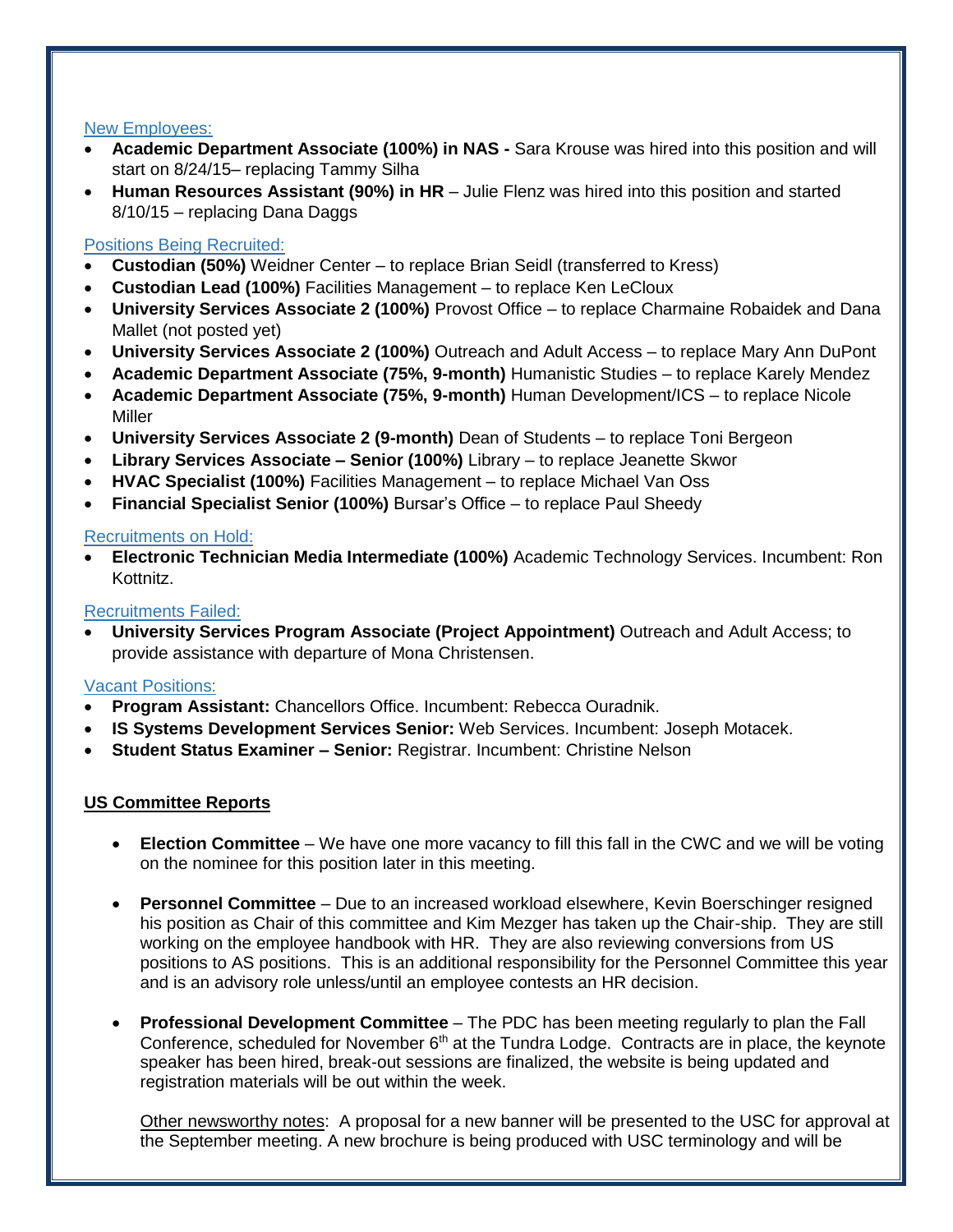New Employees:

- **Academic Department Associate (100%) in NAS -** Sara Krouse was hired into this position and will start on 8/24/15– replacing Tammy Silha
- **Human Resources Assistant (90%) in HR** – Julie Flenz was hired into this position and started 8/10/15 – replacing Dana Daggs

Positions Being Recruited:

- **Custodian (50%)** Weidner Center – to replace Brian Seidl (transferred to Kress)
- **Custodian Lead (100%)** Facilities Management – to replace Ken LeCloux
- **University Services Associate 2 (100%)** Provost Office – to replace Charmaine Robaidek and Dana Mallet (not posted yet)
- **University Services Associate 2 (100%)** Outreach and Adult Access – to replace Mary Ann DuPont
- **Academic Department Associate (75%, 9-month)** Humanistic Studies – to replace Karely Mendez
- **Academic Department Associate (75%, 9-month)** Human Development/ICS – to replace Nicole Miller
- **University Services Associate 2 (9-month)** Dean of Students – to replace Toni Bergeon
- **Library Services Associate – Senior (100%)** Library – to replace Jeanette Skwor
- **HVAC Specialist (100%)** Facilities Management – to replace Michael Van Oss
- **Financial Specialist Senior (100%)** Bursar's Office – to replace Paul Sheedy

Recruitments on Hold:

- **Electronic Technician Media Intermediate (100%)** Academic Technology Services. Incumbent: Ron Kottnitz.

Recruitments Failed:

- **University Services Program Associate (Project Appointment)** Outreach and Adult Access; to provide assistance with departure of Mona Christensen.

Vacant Positions:

- **Program Assistant:** Chancellors Office. Incumbent: Rebecca Ouradnik.
- **IS Systems Development Services Senior:** Web Services. Incumbent: Joseph Motacek.
- **Student Status Examiner – Senior:** Registrar. Incumbent: Christine Nelson

## US Committee Reports

- **Election Committee** – We have one more vacancy to fill this fall in the CWC and we will be voting on the nominee for this position later in this meeting.

- **Personnel Committee** – Due to an increased workload elsewhere, Kevin Boerschinger resigned his position as Chair of this committee and Kim Mezger has taken up the Chair-ship. They are still working on the employee handbook with HR. They are also reviewing conversions from US positions to AS positions. This is an additional responsibility for the Personnel Committee this year and is an advisory role unless/until an employee contests an HR decision.

- **Professional Development Committee** – The PDC has been meeting regularly to plan the Fall Conference, scheduled for November 6th at the Tundra Lodge. Contracts are in place, the keynote speaker has been hired, break-out sessions are finalized, the website is being updated and registration materials will be out within the week.

  Other newsworthy notes: A proposal for a new banner will be presented to the USC for approval at the September meeting. A new brochure is being produced with USC terminology and will be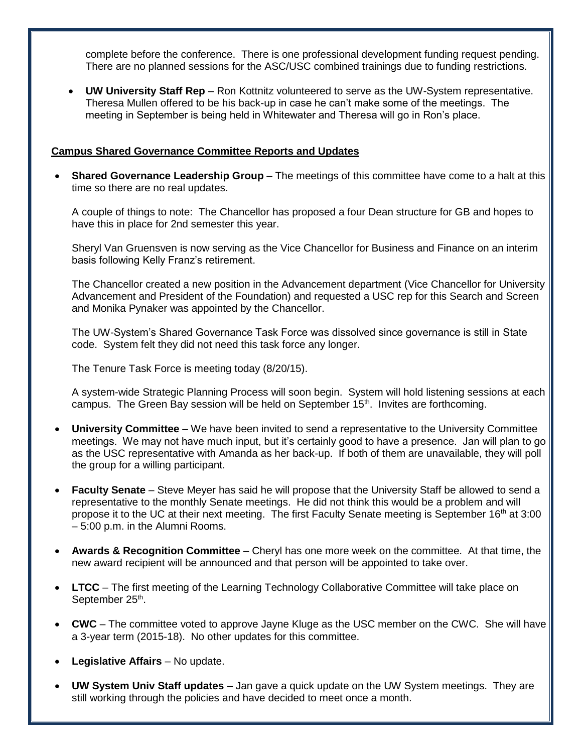complete before the conference. There is one professional development funding request pending. There are no planned sessions for the ASC/USC combined trainings due to funding restrictions.

- **UW University Staff Rep** – Ron Kottnitz volunteered to serve as the UW-System representative. Theresa Mullen offered to be his back-up in case he can't make some of the meetings. The meeting in September is being held in Whitewater and Theresa will go in Ron's place.

**Campus Shared Governance Committee Reports and Updates**

- **Shared Governance Leadership Group** – The meetings of this committee have come to a halt at this time so there are no real updates.

  A couple of things to note: The Chancellor has proposed a four Dean structure for GB and hopes to have this in place for 2nd semester this year.

  Sheryl Van Gruensven is now serving as the Vice Chancellor for Business and Finance on an interim basis following Kelly Franz's retirement.

  The Chancellor created a new position in the Advancement department (Vice Chancellor for University Advancement and President of the Foundation) and requested a USC rep for this Search and Screen and Monika Pynaker was appointed by the Chancellor.

  The UW-System's Shared Governance Task Force was dissolved since governance is still in State code. System felt they did not need this task force any longer.

  The Tenure Task Force is meeting today (8/20/15).

  A system-wide Strategic Planning Process will soon begin. System will hold listening sessions at each campus. The Green Bay session will be held on September 15th. Invites are forthcoming.

- **University Committee** – We have been invited to send a representative to the University Committee meetings. We may not have much input, but it's certainly good to have a presence. Jan will plan to go as the USC representative with Amanda as her back-up. If both of them are unavailable, they will poll the group for a willing participant.

- **Faculty Senate** – Steve Meyer has said he will propose that the University Staff be allowed to send a representative to the monthly Senate meetings. He did not think this would be a problem and will propose it to the UC at their next meeting. The first Faculty Senate meeting is September 16th at 3:00 – 5:00 p.m. in the Alumni Rooms.

- **Awards & Recognition Committee** – Cheryl has one more week on the committee. At that time, the new award recipient will be announced and that person will be appointed to take over.

- **LTCC** – The first meeting of the Learning Technology Collaborative Committee will take place on September 25th.

- **CWC** – The committee voted to approve Jayne Kluge as the USC member on the CWC. She will have a 3-year term (2015-18). No other updates for this committee.

- **Legislative Affairs** – No update.

- **UW System Univ Staff updates** – Jan gave a quick update on the UW System meetings. They are still working through the policies and have decided to meet once a month.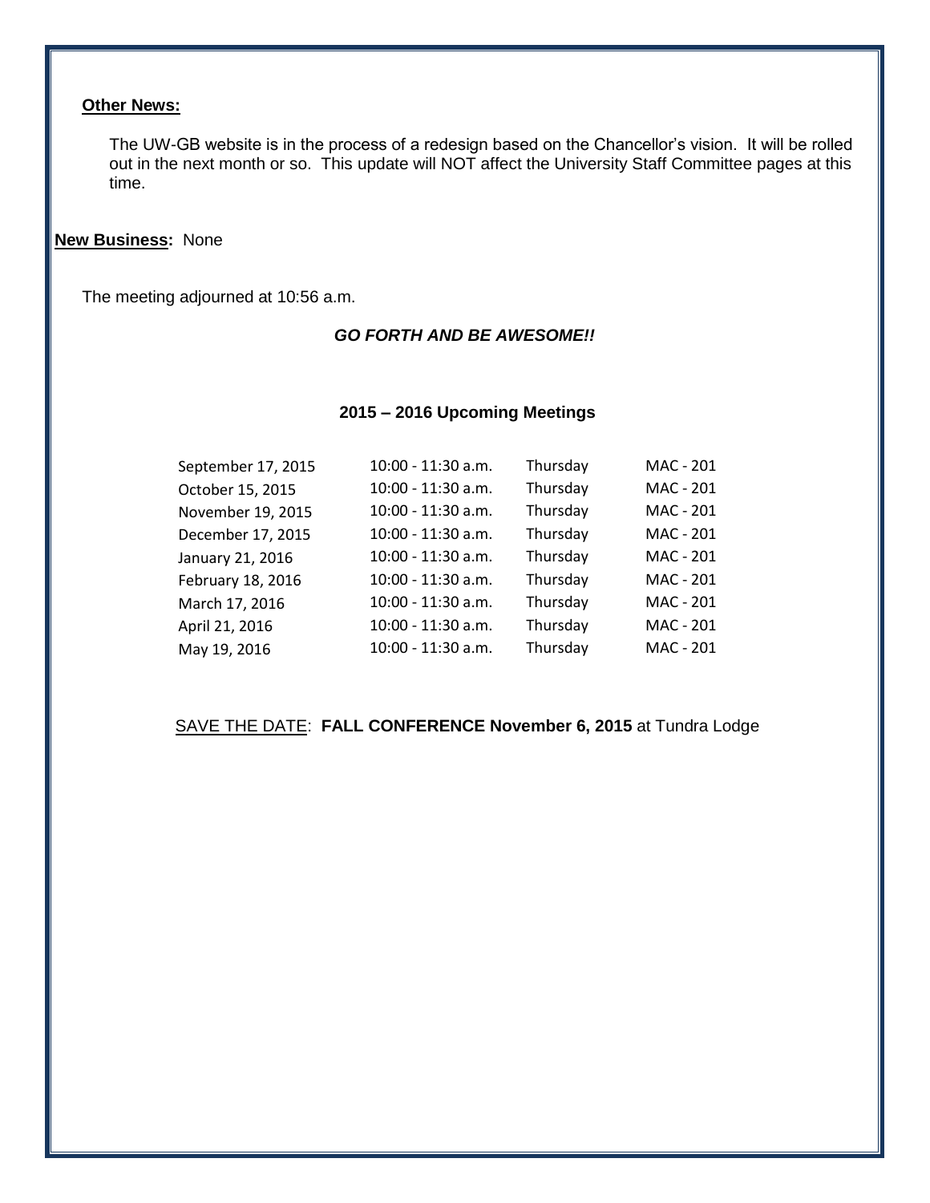**Other News:**

The UW-GB website is in the process of a redesign based on the Chancellor's vision. It will be rolled out in the next month or so. This update will NOT affect the University Staff Committee pages at this time.

**New Business:** None

The meeting adjourned at 10:56 a.m.

***GO FORTH AND BE AWESOME!!***

**2015 – 2016 Upcoming Meetings**

| | | | |
|---|---|---|---|
| September 17, 2015 | 10:00 - 11:30 a.m. | Thursday | MAC - 201 |
| October 15, 2015 | 10:00 - 11:30 a.m. | Thursday | MAC - 201 |
| November 19, 2015 | 10:00 - 11:30 a.m. | Thursday | MAC - 201 |
| December 17, 2015 | 10:00 - 11:30 a.m. | Thursday | MAC - 201 |
| January 21, 2016 | 10:00 - 11:30 a.m. | Thursday | MAC - 201 |
| February 18, 2016 | 10:00 - 11:30 a.m. | Thursday | MAC - 201 |
| March 17, 2016 | 10:00 - 11:30 a.m. | Thursday | MAC - 201 |
| April 21, 2016 | 10:00 - 11:30 a.m. | Thursday | MAC - 201 |
| May 19, 2016 | 10:00 - 11:30 a.m. | Thursday | MAC - 201 |

SAVE THE DATE: **FALL CONFERENCE November 6, 2015** at Tundra Lodge